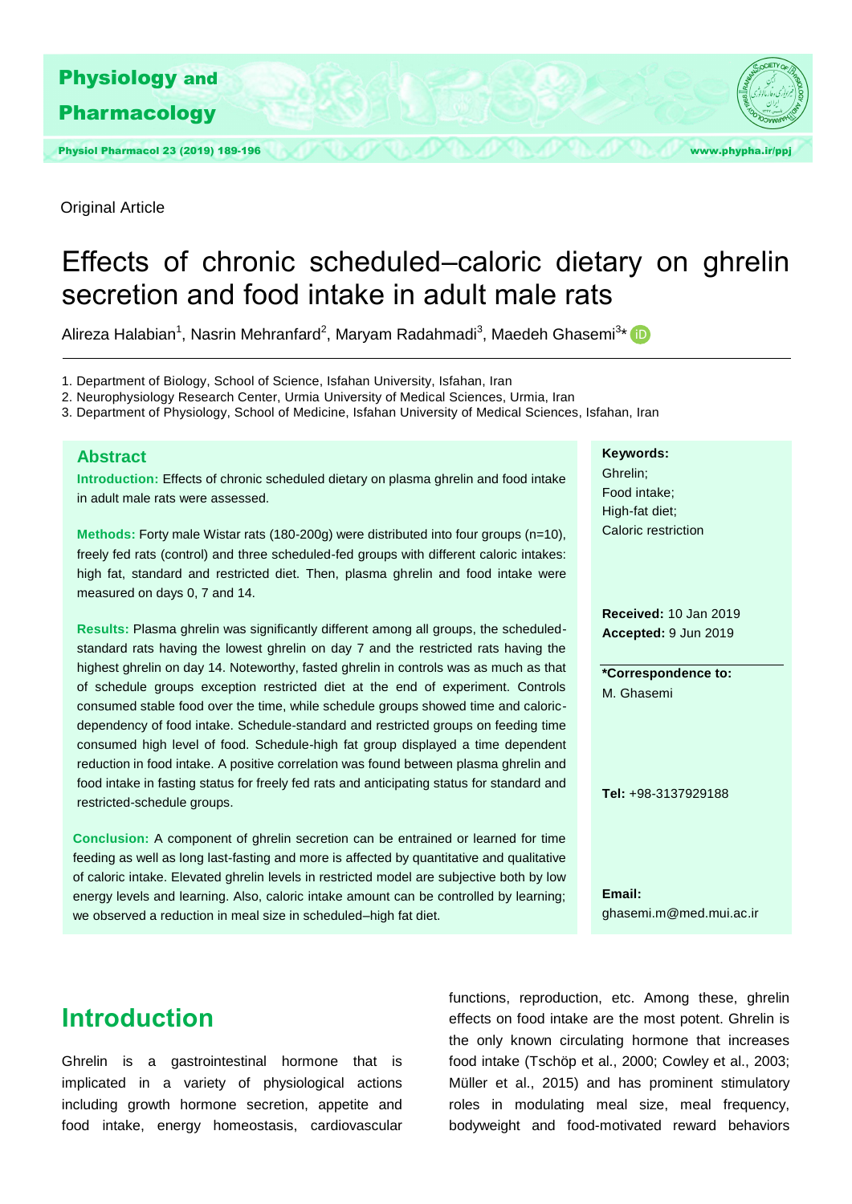Original Article

# Effects of chronic scheduled–caloric dietary on ghrelin secretion and food intake in adult male rats

Alireza Halabian[1], Nasrin Mehranfard[2], Maryam Radahmadi[3], Maedeh Ghasemi[3]*

1. Department of Biology, School of Science, Isfahan University, Isfahan, Iran
2. Neurophysiology Research Center, Urmia University of Medical Sciences, Urmia, Iran
3. Department of Physiology, School of Medicine, Isfahan University of Medical Sciences, Isfahan, Iran

## Abstract

**Introduction:** Effects of chronic scheduled dietary on plasma ghrelin and food intake in adult male rats were assessed.

**Methods:** Forty male Wistar rats (180-200g) were distributed into four groups (n=10), freely fed rats (control) and three scheduled-fed groups with different caloric intakes: high fat, standard and restricted diet. Then, plasma ghrelin and food intake were measured on days 0, 7 and 14.

**Results:** Plasma ghrelin was significantly different among all groups, the scheduled-standard rats having the lowest ghrelin on day 7 and the restricted rats having the highest ghrelin on day 14. Noteworthy, fasted ghrelin in controls was as much as that of schedule groups exception restricted diet at the end of experiment. Controls consumed stable food over the time, while schedule groups showed time and caloric-dependency of food intake. Schedule-standard and restricted groups on feeding time consumed high level of food. Schedule-high fat group displayed a time dependent reduction in food intake. A positive correlation was found between plasma ghrelin and food intake in fasting status for freely fed rats and anticipating status for standard and restricted-schedule groups.

**Conclusion:** A component of ghrelin secretion can be entrained or learned for time feeding as well as long last-fasting and more is affected by quantitative and qualitative of caloric intake. Elevated ghrelin levels in restricted model are subjective both by low energy levels and learning. Also, caloric intake amount can be controlled by learning; we observed a reduction in meal size in scheduled–high fat diet.

**Keywords:**
Ghrelin;
Food intake;
High-fat diet;
Caloric restriction

**Received:** 10 Jan 2019
**Accepted:** 9 Jun 2019

**\*Correspondence to:**
M. Ghasemi

**Tel:** +98-3137929188

**Email:**
ghasemi.m@med.mui.ac.ir

## Introduction

Ghrelin is a gastrointestinal hormone that is implicated in a variety of physiological actions including growth hormone secretion, appetite and food intake, energy homeostasis, cardiovascular functions, reproduction, etc. Among these, ghrelin effects on food intake are the most potent. Ghrelin is the only known circulating hormone that increases food intake (Tschöp et al., 2000; Cowley et al., 2003; Müller et al., 2015) and has prominent stimulatory roles in modulating meal size, meal frequency, bodyweight and food-motivated reward behaviors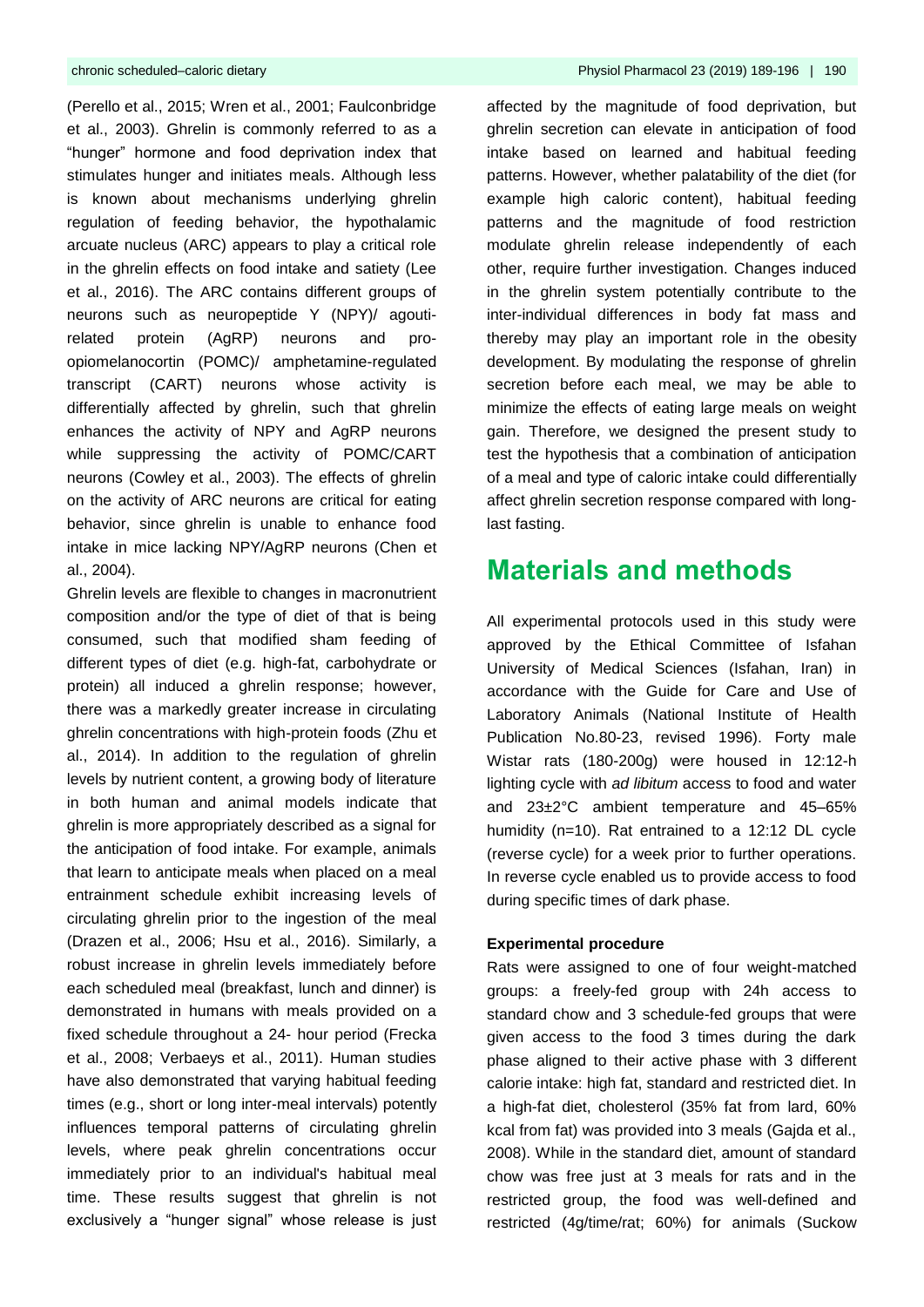(Perello et al., 2015; Wren et al., 2001; Faulconbridge et al., 2003). Ghrelin is commonly referred to as a "hunger" hormone and food deprivation index that stimulates hunger and initiates meals. Although less is known about mechanisms underlying ghrelin regulation of feeding behavior, the hypothalamic arcuate nucleus (ARC) appears to play a critical role in the ghrelin effects on food intake and satiety (Lee et al., 2016). The ARC contains different groups of neurons such as neuropeptide Y (NPY)/ agouti-related protein (AgRP) neurons and pro-opiomelanocortin (POMC)/ amphetamine-regulated transcript (CART) neurons whose activity is differentially affected by ghrelin, such that ghrelin enhances the activity of NPY and AgRP neurons while suppressing the activity of POMC/CART neurons (Cowley et al., 2003). The effects of ghrelin on the activity of ARC neurons are critical for eating behavior, since ghrelin is unable to enhance food intake in mice lacking NPY/AgRP neurons (Chen et al., 2004).

Ghrelin levels are flexible to changes in macronutrient composition and/or the type of diet of that is being consumed, such that modified sham feeding of different types of diet (e.g. high-fat, carbohydrate or protein) all induced a ghrelin response; however, there was a markedly greater increase in circulating ghrelin concentrations with high-protein foods (Zhu et al., 2014). In addition to the regulation of ghrelin levels by nutrient content, a growing body of literature in both human and animal models indicate that ghrelin is more appropriately described as a signal for the anticipation of food intake. For example, animals that learn to anticipate meals when placed on a meal entrainment schedule exhibit increasing levels of circulating ghrelin prior to the ingestion of the meal (Drazen et al., 2006; Hsu et al., 2016). Similarly, a robust increase in ghrelin levels immediately before each scheduled meal (breakfast, lunch and dinner) is demonstrated in humans with meals provided on a fixed schedule throughout a 24- hour period (Frecka et al., 2008; Verbaeys et al., 2011). Human studies have also demonstrated that varying habitual feeding times (e.g., short or long inter-meal intervals) potently influences temporal patterns of circulating ghrelin levels, where peak ghrelin concentrations occur immediately prior to an individual's habitual meal time. These results suggest that ghrelin is not exclusively a "hunger signal" whose release is just affected by the magnitude of food deprivation, but ghrelin secretion can elevate in anticipation of food intake based on learned and habitual feeding patterns. However, whether palatability of the diet (for example high caloric content), habitual feeding patterns and the magnitude of food restriction modulate ghrelin release independently of each other, require further investigation. Changes induced in the ghrelin system potentially contribute to the inter-individual differences in body fat mass and thereby may play an important role in the obesity development. By modulating the response of ghrelin secretion before each meal, we may be able to minimize the effects of eating large meals on weight gain. Therefore, we designed the present study to test the hypothesis that a combination of anticipation of a meal and type of caloric intake could differentially affect ghrelin secretion response compared with long-last fasting.

# Materials and methods

All experimental protocols used in this study were approved by the Ethical Committee of Isfahan University of Medical Sciences (Isfahan, Iran) in accordance with the Guide for Care and Use of Laboratory Animals (National Institute of Health Publication No.80-23, revised 1996). Forty male Wistar rats (180-200g) were housed in 12:12-h lighting cycle with *ad libitum* access to food and water and 23±2°C ambient temperature and 45–65% humidity (n=10). Rat entrained to a 12:12 DL cycle (reverse cycle) for a week prior to further operations. In reverse cycle enabled us to provide access to food during specific times of dark phase.

### Experimental procedure

Rats were assigned to one of four weight-matched groups: a freely-fed group with 24h access to standard chow and 3 schedule-fed groups that were given access to the food 3 times during the dark phase aligned to their active phase with 3 different calorie intake: high fat, standard and restricted diet. In a high-fat diet, cholesterol (35% fat from lard, 60% kcal from fat) was provided into 3 meals (Gajda et al., 2008). While in the standard diet, amount of standard chow was free just at 3 meals for rats and in the restricted group, the food was well-defined and restricted (4g/time/rat; 60%) for animals (Suckow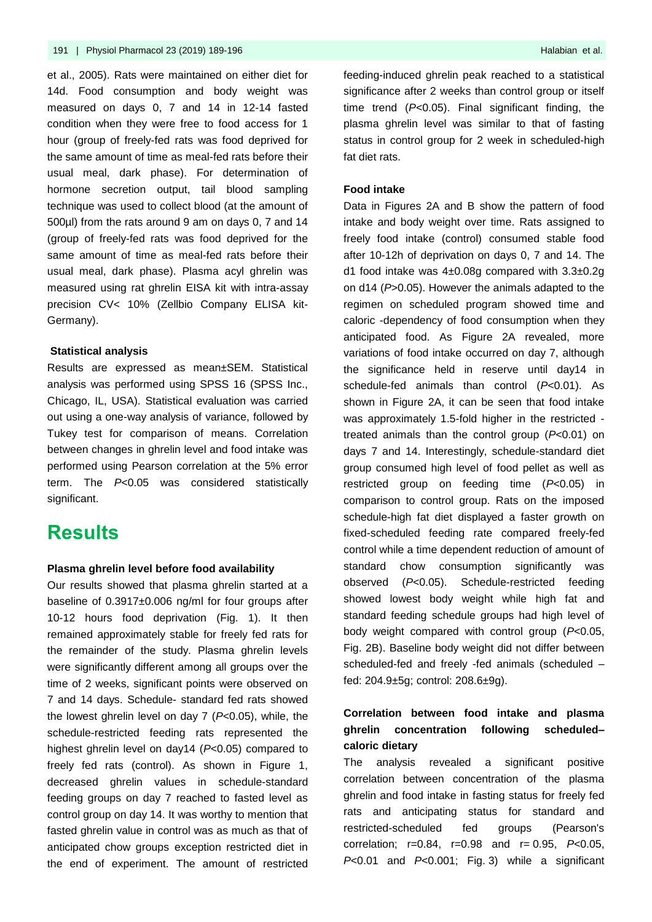et al., 2005). Rats were maintained on either diet for 14d. Food consumption and body weight was measured on days 0, 7 and 14 in 12-14 fasted condition when they were free to food access for 1 hour (group of freely-fed rats was food deprived for the same amount of time as meal-fed rats before their usual meal, dark phase). For determination of hormone secretion output, tail blood sampling technique was used to collect blood (at the amount of 500µl) from the rats around 9 am on days 0, 7 and 14 (group of freely-fed rats was food deprived for the same amount of time as meal-fed rats before their usual meal, dark phase). Plasma acyl ghrelin was measured using rat ghrelin EISA kit with intra-assay precision CV< 10% (Zellbio Company ELISA kit-Germany).

### Statistical analysis

Results are expressed as mean±SEM. Statistical analysis was performed using SPSS 16 (SPSS Inc., Chicago, IL, USA). Statistical evaluation was carried out using a one-way analysis of variance, followed by Tukey test for comparison of means. Correlation between changes in ghrelin level and food intake was performed using Pearson correlation at the 5% error term. The $P<0.05$ was considered statistically significant.

## Results

### Plasma ghrelin level before food availability

Our results showed that plasma ghrelin started at a baseline of 0.3917±0.006 ng/ml for four groups after 10-12 hours food deprivation (Fig. 1). It then remained approximately stable for freely fed rats for the remainder of the study. Plasma ghrelin levels were significantly different among all groups over the time of 2 weeks, significant points were observed on 7 and 14 days. Schedule- standard fed rats showed the lowest ghrelin level on day 7 ($P<0.05$), while, the schedule-restricted feeding rats represented the highest ghrelin level on day14 ($P<0.05$) compared to freely fed rats (control). As shown in Figure 1, decreased ghrelin values in schedule-standard feeding groups on day 7 reached to fasted level as control group on day 14. It was worthy to mention that fasted ghrelin value in control was as much as that of anticipated chow groups exception restricted diet in the end of experiment. The amount of restricted feeding-induced ghrelin peak reached to a statistical significance after 2 weeks than control group or itself time trend ($P<0.05$). Final significant finding, the plasma ghrelin level was similar to that of fasting status in control group for 2 week in scheduled-high fat diet rats.

### Food intake

Data in Figures 2A and B show the pattern of food intake and body weight over time. Rats assigned to freely food intake (control) consumed stable food after 10-12h of deprivation on days 0, 7 and 14. The d1 food intake was 4±0.08g compared with 3.3±0.2g on d14 ($P>0.05$). However the animals adapted to the regimen on scheduled program showed time and caloric -dependency of food consumption when they anticipated food. As Figure 2A revealed, more variations of food intake occurred on day 7, although the significance held in reserve until day14 in schedule-fed animals than control ($P<0.01$). As shown in Figure 2A, it can be seen that food intake was approximately 1.5-fold higher in the restricted -treated animals than the control group ($P<0.01$) on days 7 and 14. Interestingly, schedule-standard diet group consumed high level of food pellet as well as restricted group on feeding time ($P<0.05$) in comparison to control group. Rats on the imposed schedule-high fat diet displayed a faster growth on fixed-scheduled feeding rate compared freely-fed control while a time dependent reduction of amount of standard chow consumption significantly was observed ($P<0.05$). Schedule-restricted feeding showed lowest body weight while high fat and standard feeding schedule groups had high level of body weight compared with control group ($P<0.05$, Fig. 2B). Baseline body weight did not differ between scheduled-fed and freely -fed animals (scheduled – fed: 204.9±5g; control: 208.6±9g).

### Correlation between food intake and plasma ghrelin concentration following scheduled–caloric dietary

The analysis revealed a significant positive correlation between concentration of the plasma ghrelin and food intake in fasting status for freely fed rats and anticipating status for standard and restricted-scheduled fed groups (Pearson's correlation; r=0.84, r=0.98 and r= 0.95, $P<0.05$, $P<0.01$ and $P<0.001$; Fig. 3) while a significant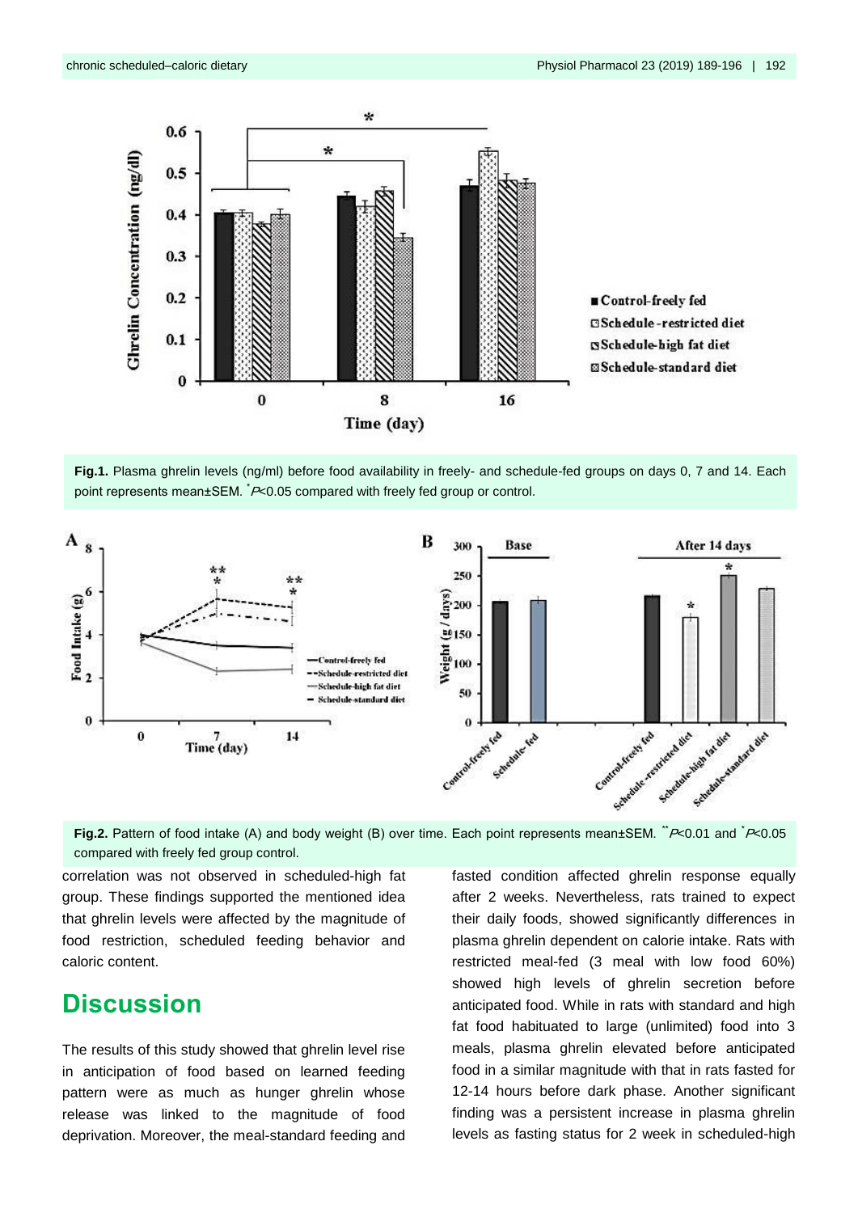**Fig.1.** Plasma ghrelin levels (ng/ml) before food availability in freely- and schedule-fed groups on days 0, 7 and 14. Each point represents mean±SEM. *P<0.05 compared with freely fed group or control.

**Fig.2.** Pattern of food intake (A) and body weight (B) over time. Each point represents mean±SEM. **P<0.01 and *P<0.05 compared with freely fed group control.

correlation was not observed in scheduled-high fat group. These findings supported the mentioned idea that ghrelin levels were affected by the magnitude of food restriction, scheduled feeding behavior and caloric content.

## Discussion

The results of this study showed that ghrelin level rise in anticipation of food based on learned feeding pattern were as much as hunger ghrelin whose release was linked to the magnitude of food deprivation. Moreover, the meal-standard feeding and fasted condition affected ghrelin response equally after 2 weeks. Nevertheless, rats trained to expect their daily foods, showed significantly differences in plasma ghrelin dependent on calorie intake. Rats with restricted meal-fed (3 meal with low food 60%) showed high levels of ghrelin secretion before anticipated food. While in rats with standard and high fat food habituated to large (unlimited) food into 3 meals, plasma ghrelin elevated before anticipated food in a similar magnitude with that in rats fasted for 12-14 hours before dark phase. Another significant finding was a persistent increase in plasma ghrelin levels as fasting status for 2 week in scheduled-high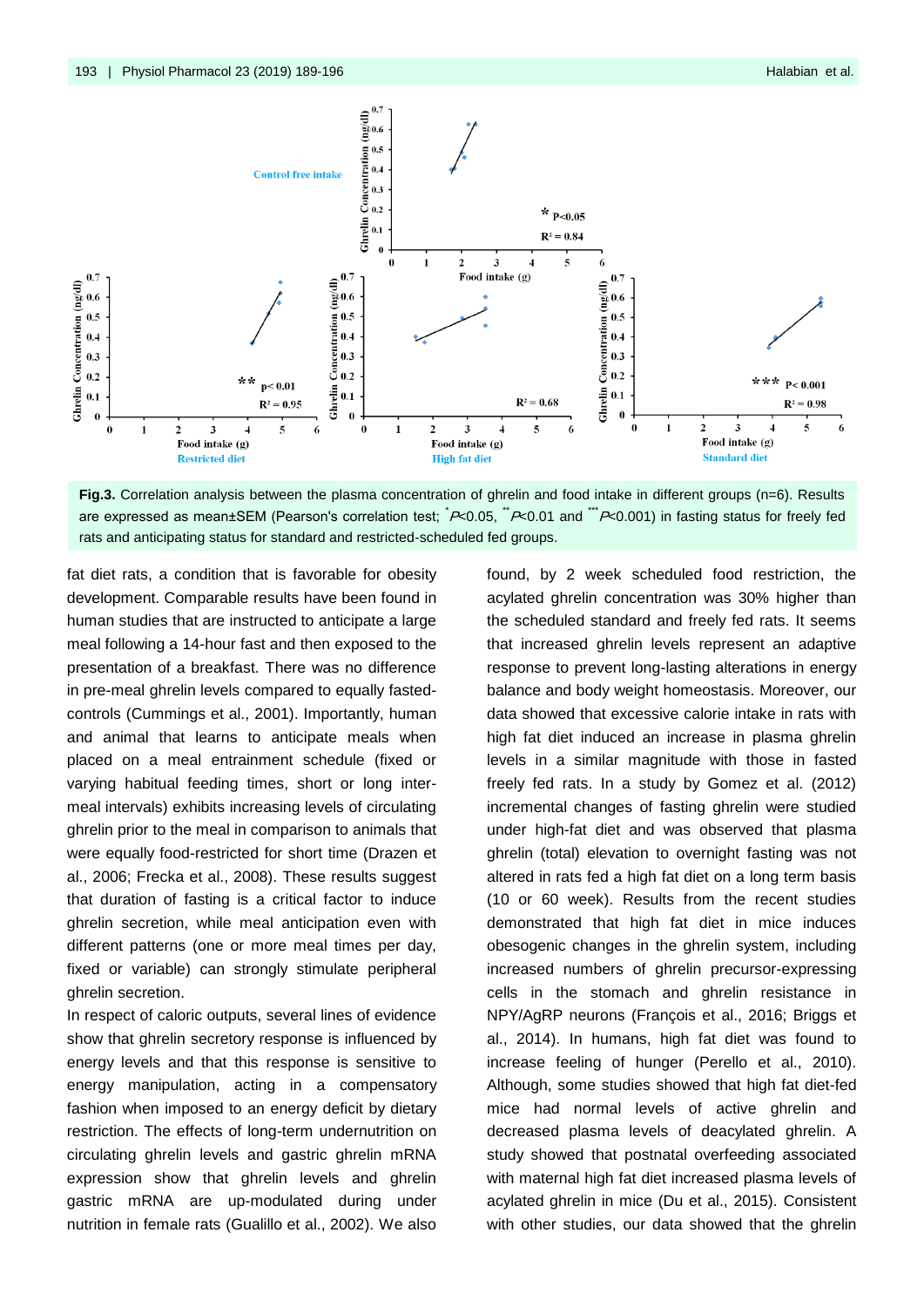**Fig.3.** Correlation analysis between the plasma concentration of ghrelin and food intake in different groups (n=6). Results are expressed as mean±SEM (Pearson's correlation test; $^{*}P<0.05$, $^{**}P<0.01$ and $^{***}P<0.001$) in fasting status for freely fed rats and anticipating status for standard and restricted-scheduled fed groups.

fat diet rats, a condition that is favorable for obesity development. Comparable results have been found in human studies that are instructed to anticipate a large meal following a 14-hour fast and then exposed to the presentation of a breakfast. There was no difference in pre-meal ghrelin levels compared to equally fasted-controls (Cummings et al., 2001). Importantly, human and animal that learns to anticipate meals when placed on a meal entrainment schedule (fixed or varying habitual feeding times, short or long inter-meal intervals) exhibits increasing levels of circulating ghrelin prior to the meal in comparison to animals that were equally food-restricted for short time (Drazen et al., 2006; Frecka et al., 2008). These results suggest that duration of fasting is a critical factor to induce ghrelin secretion, while meal anticipation even with different patterns (one or more meal times per day, fixed or variable) can strongly stimulate peripheral ghrelin secretion.

In respect of caloric outputs, several lines of evidence show that ghrelin secretory response is influenced by energy levels and that this response is sensitive to energy manipulation, acting in a compensatory fashion when imposed to an energy deficit by dietary restriction. The effects of long-term undernutrition on circulating ghrelin levels and gastric ghrelin mRNA expression show that ghrelin levels and ghrelin gastric mRNA are up-modulated during under nutrition in female rats (Gualillo et al., 2002). We also found, by 2 week scheduled food restriction, the acylated ghrelin concentration was 30% higher than the scheduled standard and freely fed rats. It seems that increased ghrelin levels represent an adaptive response to prevent long-lasting alterations in energy balance and body weight homeostasis. Moreover, our data showed that excessive calorie intake in rats with high fat diet induced an increase in plasma ghrelin levels in a similar magnitude with those in fasted freely fed rats. In a study by Gomez et al. (2012) incremental changes of fasting ghrelin were studied under high-fat diet and was observed that plasma ghrelin (total) elevation to overnight fasting was not altered in rats fed a high fat diet on a long term basis (10 or 60 week). Results from the recent studies demonstrated that high fat diet in mice induces obesogenic changes in the ghrelin system, including increased numbers of ghrelin precursor-expressing cells in the stomach and ghrelin resistance in NPY/AgRP neurons (François et al., 2016; Briggs et al., 2014). In humans, high fat diet was found to increase feeling of hunger (Perello et al., 2010). Although, some studies showed that high fat diet-fed mice had normal levels of active ghrelin and decreased plasma levels of deacylated ghrelin. A study showed that postnatal overfeeding associated with maternal high fat diet increased plasma levels of acylated ghrelin in mice (Du et al., 2015). Consistent with other studies, our data showed that the ghrelin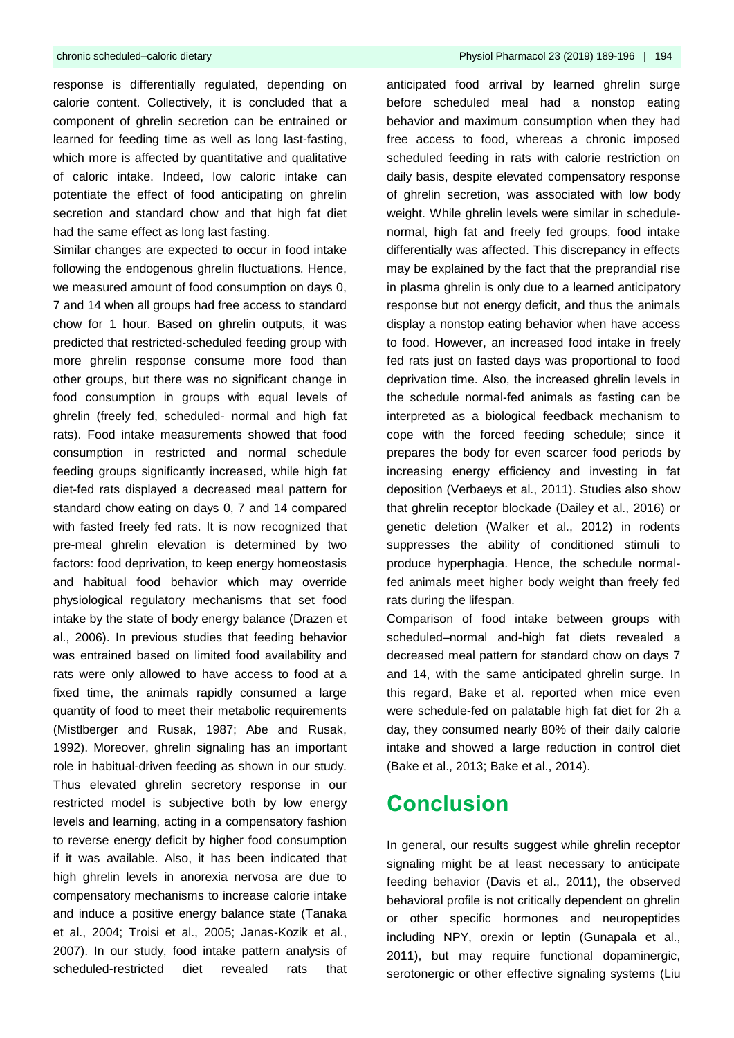response is differentially regulated, depending on calorie content. Collectively, it is concluded that a component of ghrelin secretion can be entrained or learned for feeding time as well as long last-fasting, which more is affected by quantitative and qualitative of caloric intake. Indeed, low caloric intake can potentiate the effect of food anticipating on ghrelin secretion and standard chow and that high fat diet had the same effect as long last fasting.

Similar changes are expected to occur in food intake following the endogenous ghrelin fluctuations. Hence, we measured amount of food consumption on days 0, 7 and 14 when all groups had free access to standard chow for 1 hour. Based on ghrelin outputs, it was predicted that restricted-scheduled feeding group with more ghrelin response consume more food than other groups, but there was no significant change in food consumption in groups with equal levels of ghrelin (freely fed, scheduled- normal and high fat rats). Food intake measurements showed that food consumption in restricted and normal schedule feeding groups significantly increased, while high fat diet-fed rats displayed a decreased meal pattern for standard chow eating on days 0, 7 and 14 compared with fasted freely fed rats. It is now recognized that pre-meal ghrelin elevation is determined by two factors: food deprivation, to keep energy homeostasis and habitual food behavior which may override physiological regulatory mechanisms that set food intake by the state of body energy balance (Drazen et al., 2006). In previous studies that feeding behavior was entrained based on limited food availability and rats were only allowed to have access to food at a fixed time, the animals rapidly consumed a large quantity of food to meet their metabolic requirements (Mistlberger and Rusak, 1987; Abe and Rusak, 1992). Moreover, ghrelin signaling has an important role in habitual-driven feeding as shown in our study. Thus elevated ghrelin secretory response in our restricted model is subjective both by low energy levels and learning, acting in a compensatory fashion to reverse energy deficit by higher food consumption if it was available. Also, it has been indicated that high ghrelin levels in anorexia nervosa are due to compensatory mechanisms to increase calorie intake and induce a positive energy balance state (Tanaka et al., 2004; Troisi et al., 2005; Janas-Kozik et al., 2007). In our study, food intake pattern analysis of scheduled-restricted diet revealed rats that anticipated food arrival by learned ghrelin surge before scheduled meal had a nonstop eating behavior and maximum consumption when they had free access to food, whereas a chronic imposed scheduled feeding in rats with calorie restriction on daily basis, despite elevated compensatory response of ghrelin secretion, was associated with low body weight. While ghrelin levels were similar in schedule-normal, high fat and freely fed groups, food intake differentially was affected. This discrepancy in effects may be explained by the fact that the preprandial rise in plasma ghrelin is only due to a learned anticipatory response but not energy deficit, and thus the animals display a nonstop eating behavior when have access to food. However, an increased food intake in freely fed rats just on fasted days was proportional to food deprivation time. Also, the increased ghrelin levels in the schedule normal-fed animals as fasting can be interpreted as a biological feedback mechanism to cope with the forced feeding schedule; since it prepares the body for even scarcer food periods by increasing energy efficiency and investing in fat deposition (Verbaeys et al., 2011). Studies also show that ghrelin receptor blockade (Dailey et al., 2016) or genetic deletion (Walker et al., 2012) in rodents suppresses the ability of conditioned stimuli to produce hyperphagia. Hence, the schedule normal-fed animals meet higher body weight than freely fed rats during the lifespan.

Comparison of food intake between groups with scheduled–normal and-high fat diets revealed a decreased meal pattern for standard chow on days 7 and 14, with the same anticipated ghrelin surge. In this regard, Bake et al. reported when mice even were schedule-fed on palatable high fat diet for 2h a day, they consumed nearly 80% of their daily calorie intake and showed a large reduction in control diet (Bake et al., 2013; Bake et al., 2014).

# Conclusion

In general, our results suggest while ghrelin receptor signaling might be at least necessary to anticipate feeding behavior (Davis et al., 2011), the observed behavioral profile is not critically dependent on ghrelin or other specific hormones and neuropeptides including NPY, orexin or leptin (Gunapala et al., 2011), but may require functional dopaminergic, serotonergic or other effective signaling systems (Liu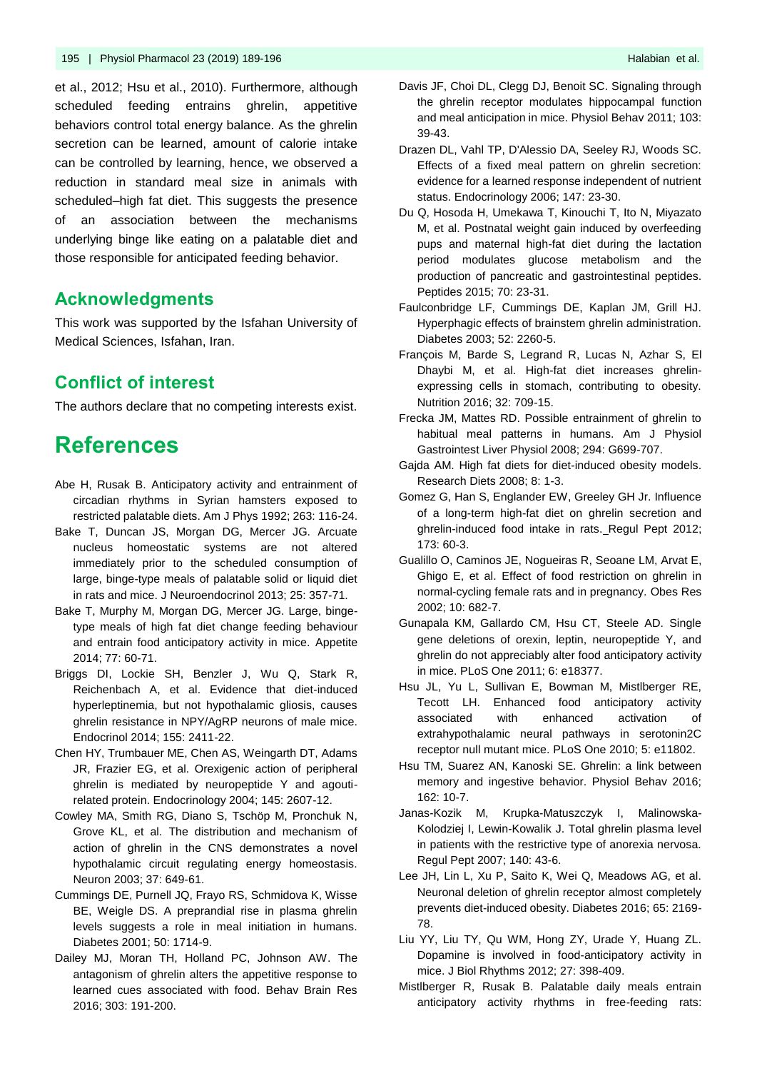et al., 2012; Hsu et al., 2010). Furthermore, although scheduled feeding entrains ghrelin, appetitive behaviors control total energy balance. As the ghrelin secretion can be learned, amount of calorie intake can be controlled by learning, hence, we observed a reduction in standard meal size in animals with scheduled–high fat diet. This suggests the presence of an association between the mechanisms underlying binge like eating on a palatable diet and those responsible for anticipated feeding behavior.

## Acknowledgments

This work was supported by the Isfahan University of Medical Sciences, Isfahan, Iran.

## Conflict of interest

The authors declare that no competing interests exist.

# References

Abe H, Rusak B. Anticipatory activity and entrainment of circadian rhythms in Syrian hamsters exposed to restricted palatable diets. Am J Phys 1992; 263: 116-24.

Bake T, Duncan JS, Morgan DG, Mercer JG. Arcuate nucleus homeostatic systems are not altered immediately prior to the scheduled consumption of large, binge-type meals of palatable solid or liquid diet in rats and mice. J Neuroendocrinol 2013; 25: 357-71.

Bake T, Murphy M, Morgan DG, Mercer JG. Large, binge-type meals of high fat diet change feeding behaviour and entrain food anticipatory activity in mice. Appetite 2014; 77: 60-71.

Briggs DI, Lockie SH, Benzler J, Wu Q, Stark R, Reichenbach A, et al. Evidence that diet-induced hyperleptinemia, but not hypothalamic gliosis, causes ghrelin resistance in NPY/AgRP neurons of male mice. Endocrinol 2014; 155: 2411-22.

Chen HY, Trumbauer ME, Chen AS, Weingarth DT, Adams JR, Frazier EG, et al. Orexigenic action of peripheral ghrelin is mediated by neuropeptide Y and agouti-related protein. Endocrinology 2004; 145: 2607-12.

Cowley MA, Smith RG, Diano S, Tschöp M, Pronchuk N, Grove KL, et al. The distribution and mechanism of action of ghrelin in the CNS demonstrates a novel hypothalamic circuit regulating energy homeostasis. Neuron 2003; 37: 649-61.

Cummings DE, Purnell JQ, Frayo RS, Schmidova K, Wisse BE, Weigle DS. A preprandial rise in plasma ghrelin levels suggests a role in meal initiation in humans. Diabetes 2001; 50: 1714-9.

Dailey MJ, Moran TH, Holland PC, Johnson AW. The antagonism of ghrelin alters the appetitive response to learned cues associated with food. Behav Brain Res 2016; 303: 191-200.

Davis JF, Choi DL, Clegg DJ, Benoit SC. Signaling through the ghrelin receptor modulates hippocampal function and meal anticipation in mice. Physiol Behav 2011; 103: 39-43.

Drazen DL, Vahl TP, D'Alessio DA, Seeley RJ, Woods SC. Effects of a fixed meal pattern on ghrelin secretion: evidence for a learned response independent of nutrient status. Endocrinology 2006; 147: 23-30.

Du Q, Hosoda H, Umekawa T, Kinouchi T, Ito N, Miyazato M, et al. Postnatal weight gain induced by overfeeding pups and maternal high-fat diet during the lactation period modulates glucose metabolism and the production of pancreatic and gastrointestinal peptides. Peptides 2015; 70: 23-31.

Faulconbridge LF, Cummings DE, Kaplan JM, Grill HJ. Hyperphagic effects of brainstem ghrelin administration. Diabetes 2003; 52: 2260-5.

François M, Barde S, Legrand R, Lucas N, Azhar S, El Dhaybi M, et al. High-fat diet increases ghrelin-expressing cells in stomach, contributing to obesity. Nutrition 2016; 32: 709-15.

Frecka JM, Mattes RD. Possible entrainment of ghrelin to habitual meal patterns in humans. Am J Physiol Gastrointest Liver Physiol 2008; 294: G699-707.

Gajda AM. High fat diets for diet-induced obesity models. Research Diets 2008; 8: 1-3.

Gomez G, Han S, Englander EW, Greeley GH Jr. Influence of a long-term high-fat diet on ghrelin secretion and ghrelin-induced food intake in rats. Regul Pept 2012; 173: 60-3.

Gualillo O, Caminos JE, Nogueiras R, Seoane LM, Arvat E, Ghigo E, et al. Effect of food restriction on ghrelin in normal-cycling female rats and in pregnancy. Obes Res 2002; 10: 682-7.

Gunapala KM, Gallardo CM, Hsu CT, Steele AD. Single gene deletions of orexin, leptin, neuropeptide Y, and ghrelin do not appreciably alter food anticipatory activity in mice. PLoS One 2011; 6: e18377.

Hsu JL, Yu L, Sullivan E, Bowman M, Mistlberger RE, Tecott LH. Enhanced food anticipatory activity associated with enhanced activation of extrahypothalamic neural pathways in serotonin2C receptor null mutant mice. PLoS One 2010; 5: e11802.

Hsu TM, Suarez AN, Kanoski SE. Ghrelin: a link between memory and ingestive behavior. Physiol Behav 2016; 162: 10-7.

Janas-Kozik M, Krupka-Matuszczyk I, Malinowska-Kolodziej I, Lewin-Kowalik J. Total ghrelin plasma level in patients with the restrictive type of anorexia nervosa. Regul Pept 2007; 140: 43-6.

Lee JH, Lin L, Xu P, Saito K, Wei Q, Meadows AG, et al. Neuronal deletion of ghrelin receptor almost completely prevents diet-induced obesity. Diabetes 2016; 65: 2169-78.

Liu YY, Liu TY, Qu WM, Hong ZY, Urade Y, Huang ZL. Dopamine is involved in food-anticipatory activity in mice. J Biol Rhythms 2012; 27: 398-409.

Mistlberger R, Rusak B. Palatable daily meals entrain anticipatory activity rhythms in free-feeding rats: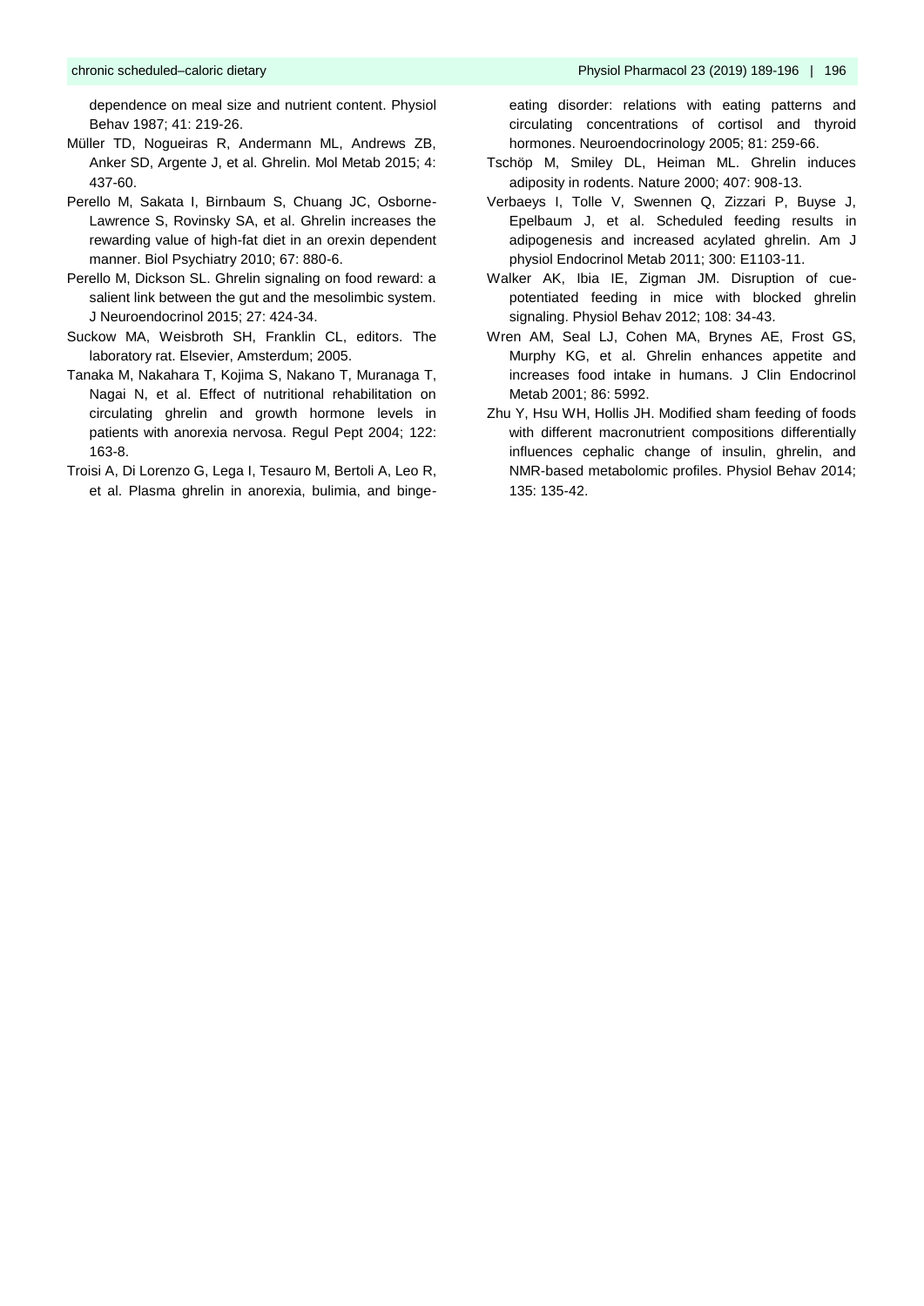dependence on meal size and nutrient content. Physiol Behav 1987; 41: 219-26.

Müller TD, Nogueiras R, Andermann ML, Andrews ZB, Anker SD, Argente J, et al. Ghrelin. Mol Metab 2015; 4: 437-60.

Perello M, Sakata I, Birnbaum S, Chuang JC, Osborne-Lawrence S, Rovinsky SA, et al. Ghrelin increases the rewarding value of high-fat diet in an orexin dependent manner. Biol Psychiatry 2010; 67: 880-6.

Perello M, Dickson SL. Ghrelin signaling on food reward: a salient link between the gut and the mesolimbic system. J Neuroendocrinol 2015; 27: 424-34.

Suckow MA, Weisbroth SH, Franklin CL, editors. The laboratory rat. Elsevier, Amsterdum; 2005.

Tanaka M, Nakahara T, Kojima S, Nakano T, Muranaga T, Nagai N, et al. Effect of nutritional rehabilitation on circulating ghrelin and growth hormone levels in patients with anorexia nervosa. Regul Pept 2004; 122: 163-8.

Troisi A, Di Lorenzo G, Lega I, Tesauro M, Bertoli A, Leo R, et al. Plasma ghrelin in anorexia, bulimia, and binge-eating disorder: relations with eating patterns and circulating concentrations of cortisol and thyroid hormones. Neuroendocrinology 2005; 81: 259-66.

Tschöp M, Smiley DL, Heiman ML. Ghrelin induces adiposity in rodents. Nature 2000; 407: 908-13.

Verbaeys I, Tolle V, Swennen Q, Zizzari P, Buyse J, Epelbaum J, et al. Scheduled feeding results in adipogenesis and increased acylated ghrelin. Am J physiol Endocrinol Metab 2011; 300: E1103-11.

Walker AK, Ibia IE, Zigman JM. Disruption of cue-potentiated feeding in mice with blocked ghrelin signaling. Physiol Behav 2012; 108: 34-43.

Wren AM, Seal LJ, Cohen MA, Brynes AE, Frost GS, Murphy KG, et al. Ghrelin enhances appetite and increases food intake in humans. J Clin Endocrinol Metab 2001; 86: 5992.

Zhu Y, Hsu WH, Hollis JH. Modified sham feeding of foods with different macronutrient compositions differentially influences cephalic change of insulin, ghrelin, and NMR-based metabolomic profiles. Physiol Behav 2014; 135: 135-42.